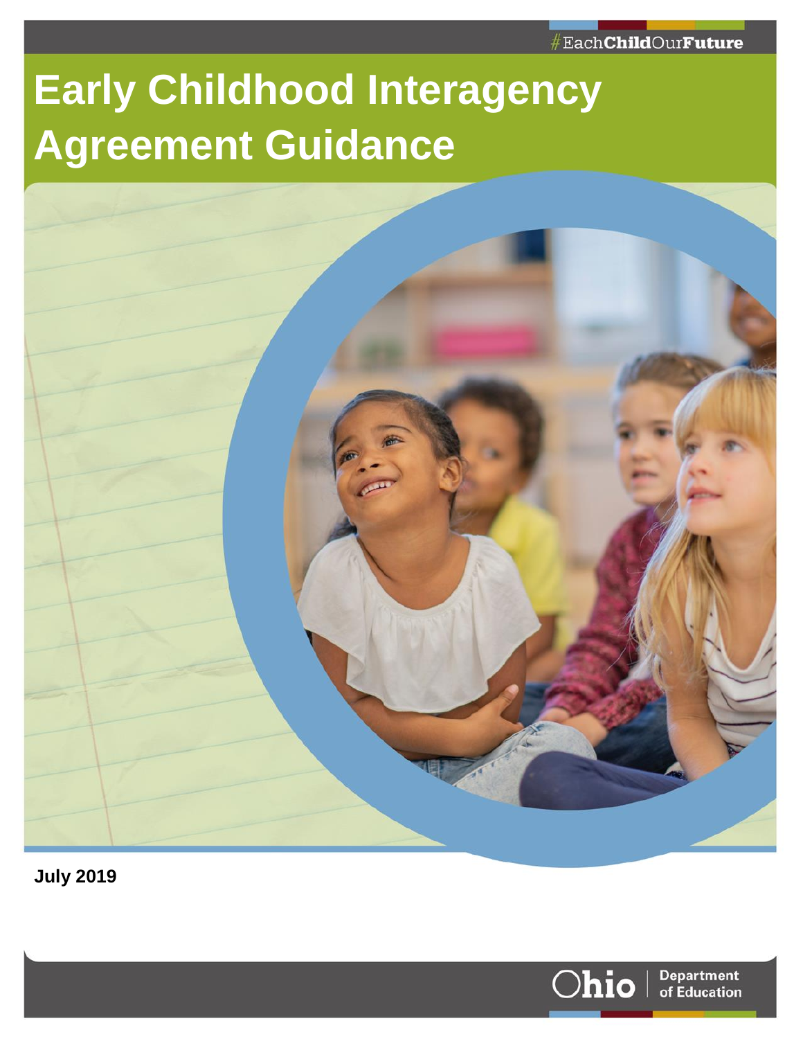#EachChildOurFuture

# Early Childhood Interagency Agreement Guidance

**July 2019**

Ohio | Department of Education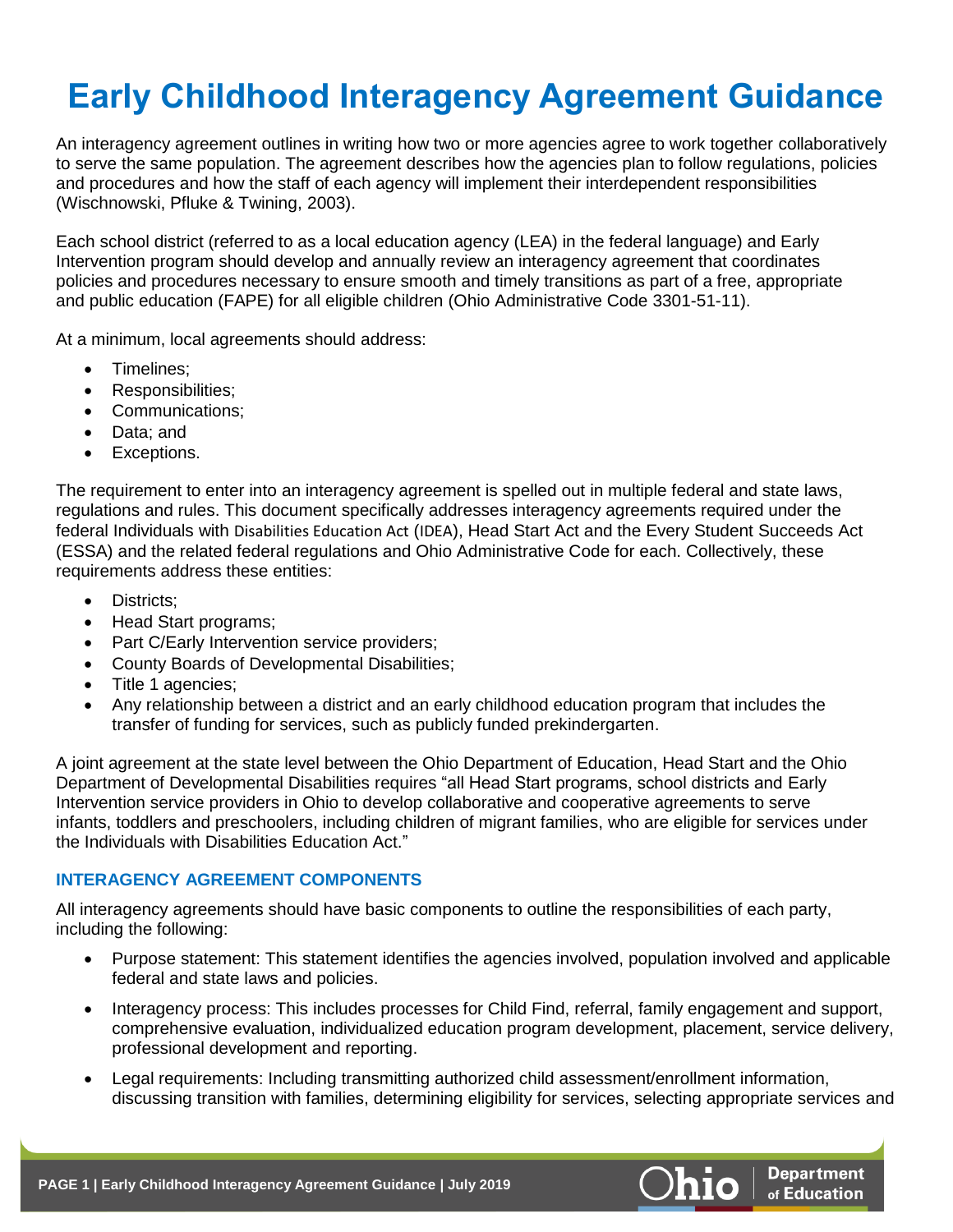# Early Childhood Interagency Agreement Guidance

An interagency agreement outlines in writing how two or more agencies agree to work together collaboratively to serve the same population. The agreement describes how the agencies plan to follow regulations, policies and procedures and how the staff of each agency will implement their interdependent responsibilities (Wischnowski, Pfluke & Twining, 2003).

Each school district (referred to as a local education agency (LEA) in the federal language) and Early Intervention program should develop and annually review an interagency agreement that coordinates policies and procedures necessary to ensure smooth and timely transitions as part of a free, appropriate and public education (FAPE) for all eligible children (Ohio Administrative Code 3301-51-11).

At a minimum, local agreements should address:

- Timelines;
- Responsibilities;
- Communications;
- Data; and
- Exceptions.

The requirement to enter into an interagency agreement is spelled out in multiple federal and state laws, regulations and rules. This document specifically addresses interagency agreements required under the federal Individuals with Disabilities Education Act (IDEA), Head Start Act and the Every Student Succeeds Act (ESSA) and the related federal regulations and Ohio Administrative Code for each. Collectively, these requirements address these entities:

- Districts;
- Head Start programs;
- Part C/Early Intervention service providers;
- County Boards of Developmental Disabilities;
- Title 1 agencies;
- Any relationship between a district and an early childhood education program that includes the transfer of funding for services, such as publicly funded prekindergarten.

A joint agreement at the state level between the Ohio Department of Education, Head Start and the Ohio Department of Developmental Disabilities requires "all Head Start programs, school districts and Early Intervention service providers in Ohio to develop collaborative and cooperative agreements to serve infants, toddlers and preschoolers, including children of migrant families, who are eligible for services under the Individuals with Disabilities Education Act."

### INTERAGENCY AGREEMENT COMPONENTS

All interagency agreements should have basic components to outline the responsibilities of each party, including the following:

- Purpose statement: This statement identifies the agencies involved, population involved and applicable federal and state laws and policies.
- Interagency process: This includes processes for Child Find, referral, family engagement and support, comprehensive evaluation, individualized education program development, placement, service delivery, professional development and reporting.
- Legal requirements: Including transmitting authorized child assessment/enrollment information, discussing transition with families, determining eligibility for services, selecting appropriate services and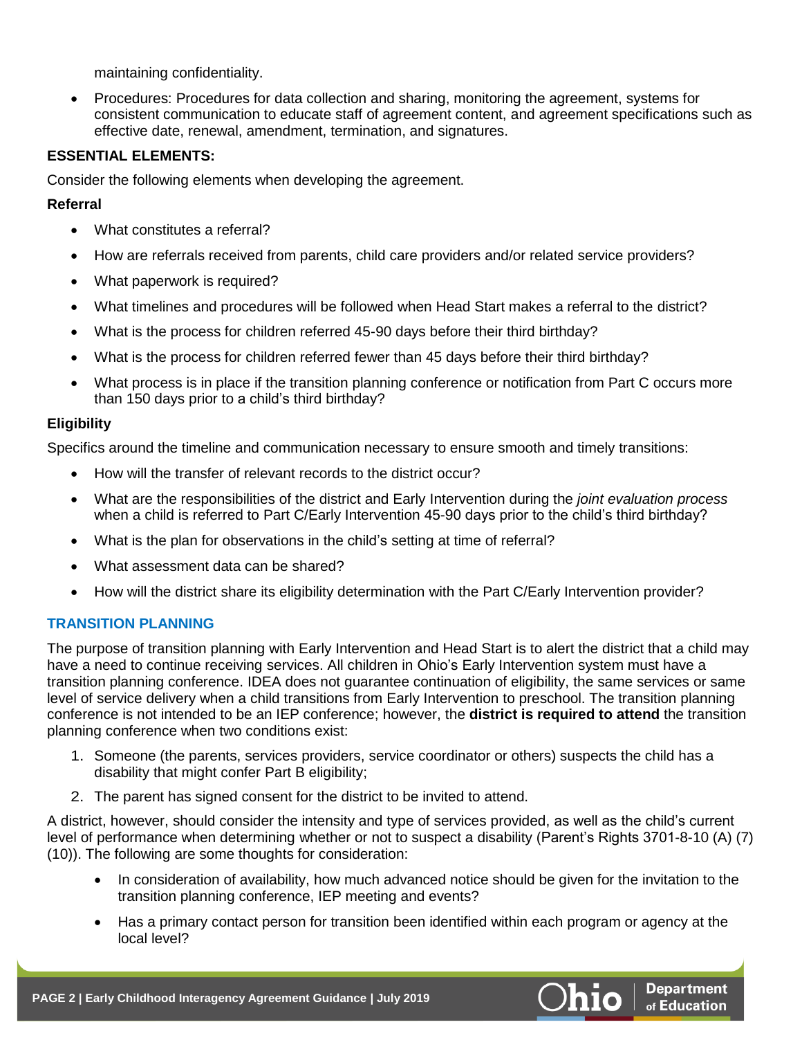maintaining confidentiality.

- Procedures: Procedures for data collection and sharing, monitoring the agreement, systems for consistent communication to educate staff of agreement content, and agreement specifications such as effective date, renewal, amendment, termination, and signatures.

**ESSENTIAL ELEMENTS:**

Consider the following elements when developing the agreement.

**Referral**

- What constitutes a referral?
- How are referrals received from parents, child care providers and/or related service providers?
- What paperwork is required?
- What timelines and procedures will be followed when Head Start makes a referral to the district?
- What is the process for children referred 45-90 days before their third birthday?
- What is the process for children referred fewer than 45 days before their third birthday?
- What process is in place if the transition planning conference or notification from Part C occurs more than 150 days prior to a child's third birthday?

**Eligibility**

Specifics around the timeline and communication necessary to ensure smooth and timely transitions:

- How will the transfer of relevant records to the district occur?
- What are the responsibilities of the district and Early Intervention during the *joint evaluation process* when a child is referred to Part C/Early Intervention 45-90 days prior to the child's third birthday?
- What is the plan for observations in the child's setting at time of referral?
- What assessment data can be shared?
- How will the district share its eligibility determination with the Part C/Early Intervention provider?

## TRANSITION PLANNING

The purpose of transition planning with Early Intervention and Head Start is to alert the district that a child may have a need to continue receiving services. All children in Ohio's Early Intervention system must have a transition planning conference. IDEA does not guarantee continuation of eligibility, the same services or same level of service delivery when a child transitions from Early Intervention to preschool. The transition planning conference is not intended to be an IEP conference; however, the **district is required to attend** the transition planning conference when two conditions exist:

1. Someone (the parents, services providers, service coordinator or others) suspects the child has a disability that might confer Part B eligibility;
2. The parent has signed consent for the district to be invited to attend.

A district, however, should consider the intensity and type of services provided, as well as the child's current level of performance when determining whether or not to suspect a disability (Parent's Rights 3701-8-10 (A) (7) (10)). The following are some thoughts for consideration:

- In consideration of availability, how much advanced notice should be given for the invitation to the transition planning conference, IEP meeting and events?
- Has a primary contact person for transition been identified within each program or agency at the local level?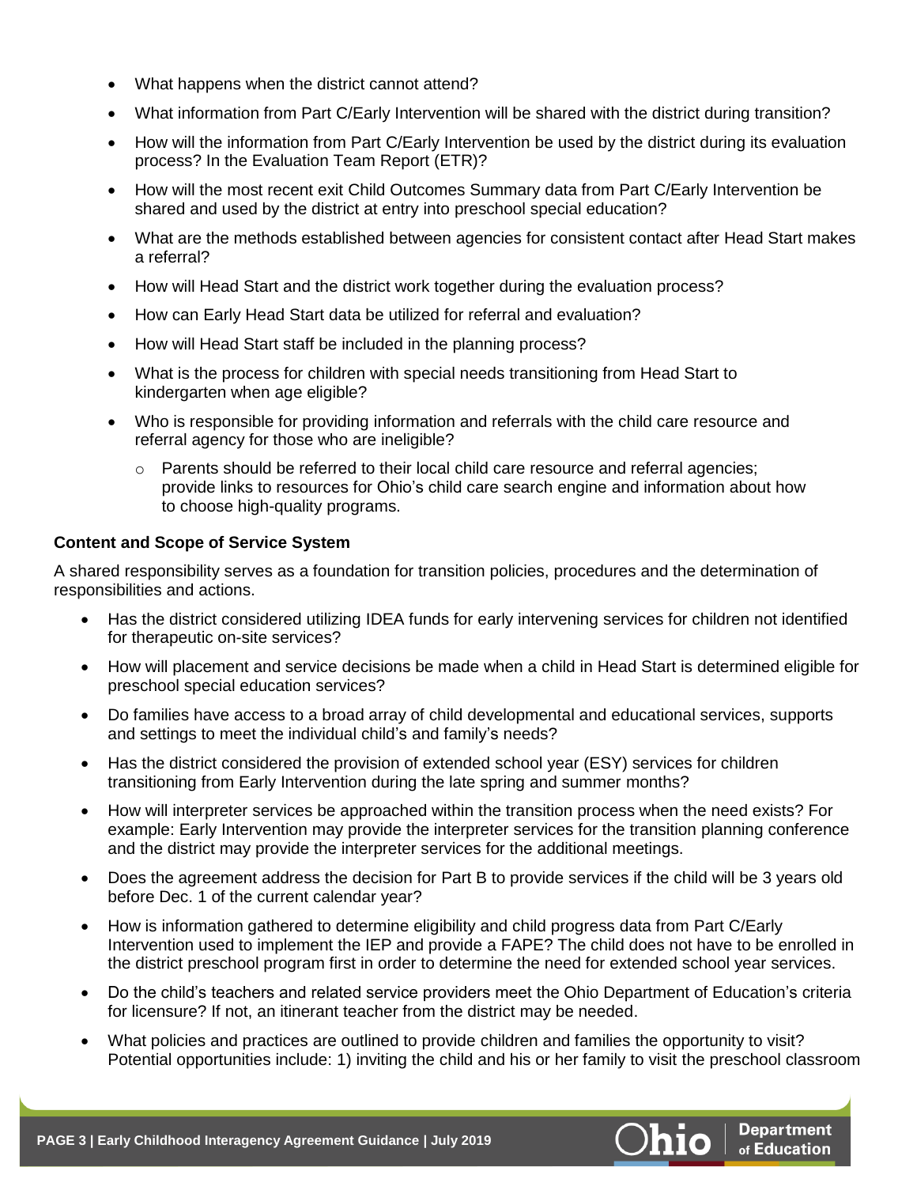- What happens when the district cannot attend?
- What information from Part C/Early Intervention will be shared with the district during transition?
- How will the information from Part C/Early Intervention be used by the district during its evaluation process? In the Evaluation Team Report (ETR)?
- How will the most recent exit Child Outcomes Summary data from Part C/Early Intervention be shared and used by the district at entry into preschool special education?
- What are the methods established between agencies for consistent contact after Head Start makes a referral?
- How will Head Start and the district work together during the evaluation process?
- How can Early Head Start data be utilized for referral and evaluation?
- How will Head Start staff be included in the planning process?
- What is the process for children with special needs transitioning from Head Start to kindergarten when age eligible?
- Who is responsible for providing information and referrals with the child care resource and referral agency for those who are ineligible?
  - Parents should be referred to their local child care resource and referral agencies; provide links to resources for Ohio's child care search engine and information about how to choose high-quality programs.

**Content and Scope of Service System**

A shared responsibility serves as a foundation for transition policies, procedures and the determination of responsibilities and actions.

- Has the district considered utilizing IDEA funds for early intervening services for children not identified for therapeutic on-site services?
- How will placement and service decisions be made when a child in Head Start is determined eligible for preschool special education services?
- Do families have access to a broad array of child developmental and educational services, supports and settings to meet the individual child's and family's needs?
- Has the district considered the provision of extended school year (ESY) services for children transitioning from Early Intervention during the late spring and summer months?
- How will interpreter services be approached within the transition process when the need exists? For example: Early Intervention may provide the interpreter services for the transition planning conference and the district may provide the interpreter services for the additional meetings.
- Does the agreement address the decision for Part B to provide services if the child will be 3 years old before Dec. 1 of the current calendar year?
- How is information gathered to determine eligibility and child progress data from Part C/Early Intervention used to implement the IEP and provide a FAPE? The child does not have to be enrolled in the district preschool program first in order to determine the need for extended school year services.
- Do the child's teachers and related service providers meet the Ohio Department of Education's criteria for licensure? If not, an itinerant teacher from the district may be needed.
- What policies and practices are outlined to provide children and families the opportunity to visit? Potential opportunities include: 1) inviting the child and his or her family to visit the preschool classroom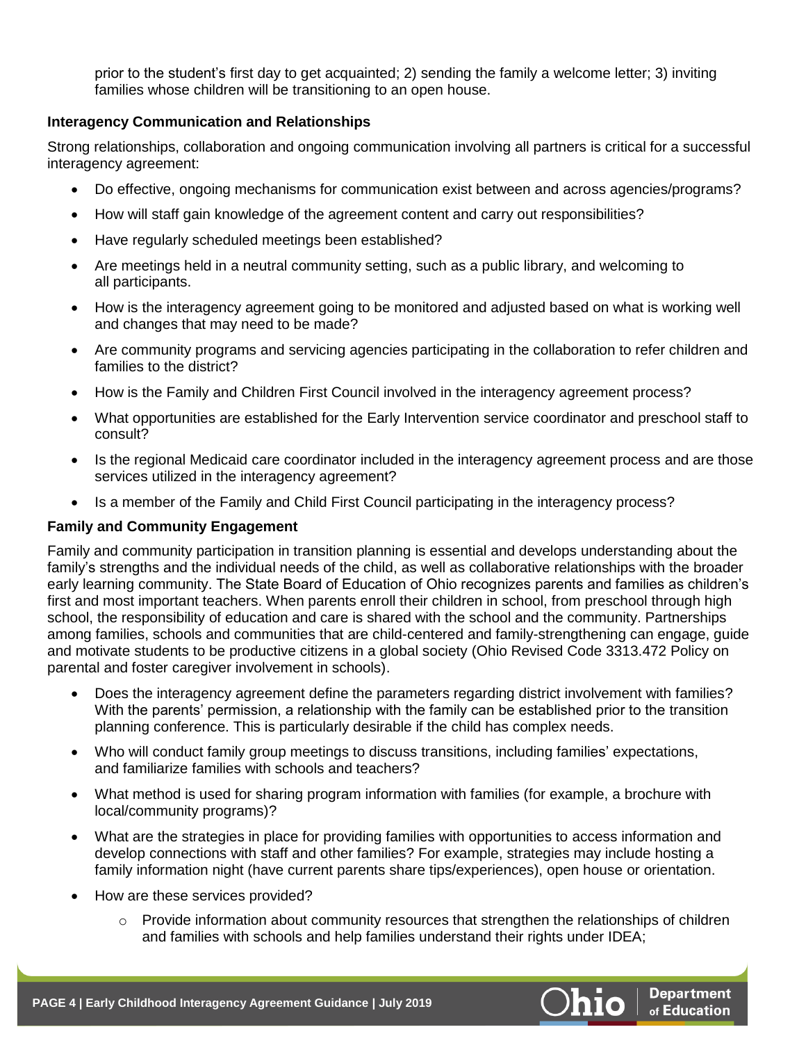prior to the student's first day to get acquainted; 2) sending the family a welcome letter; 3) inviting families whose children will be transitioning to an open house.

**Interagency Communication and Relationships**

Strong relationships, collaboration and ongoing communication involving all partners is critical for a successful interagency agreement:

- Do effective, ongoing mechanisms for communication exist between and across agencies/programs?
- How will staff gain knowledge of the agreement content and carry out responsibilities?
- Have regularly scheduled meetings been established?
- Are meetings held in a neutral community setting, such as a public library, and welcoming to all participants.
- How is the interagency agreement going to be monitored and adjusted based on what is working well and changes that may need to be made?
- Are community programs and servicing agencies participating in the collaboration to refer children and families to the district?
- How is the Family and Children First Council involved in the interagency agreement process?
- What opportunities are established for the Early Intervention service coordinator and preschool staff to consult?
- Is the regional Medicaid care coordinator included in the interagency agreement process and are those services utilized in the interagency agreement?
- Is a member of the Family and Child First Council participating in the interagency process?

**Family and Community Engagement**

Family and community participation in transition planning is essential and develops understanding about the family's strengths and the individual needs of the child, as well as collaborative relationships with the broader early learning community. The State Board of Education of Ohio recognizes parents and families as children's first and most important teachers. When parents enroll their children in school, from preschool through high school, the responsibility of education and care is shared with the school and the community. Partnerships among families, schools and communities that are child-centered and family-strengthening can engage, guide and motivate students to be productive citizens in a global society (Ohio Revised Code 3313.472 Policy on parental and foster caregiver involvement in schools).

- Does the interagency agreement define the parameters regarding district involvement with families? With the parents' permission, a relationship with the family can be established prior to the transition planning conference. This is particularly desirable if the child has complex needs.
- Who will conduct family group meetings to discuss transitions, including families' expectations, and familiarize families with schools and teachers?
- What method is used for sharing program information with families (for example, a brochure with local/community programs)?
- What are the strategies in place for providing families with opportunities to access information and develop connections with staff and other families? For example, strategies may include hosting a family information night (have current parents share tips/experiences), open house or orientation.
- How are these services provided?
    - Provide information about community resources that strengthen the relationships of children and families with schools and help families understand their rights under IDEA;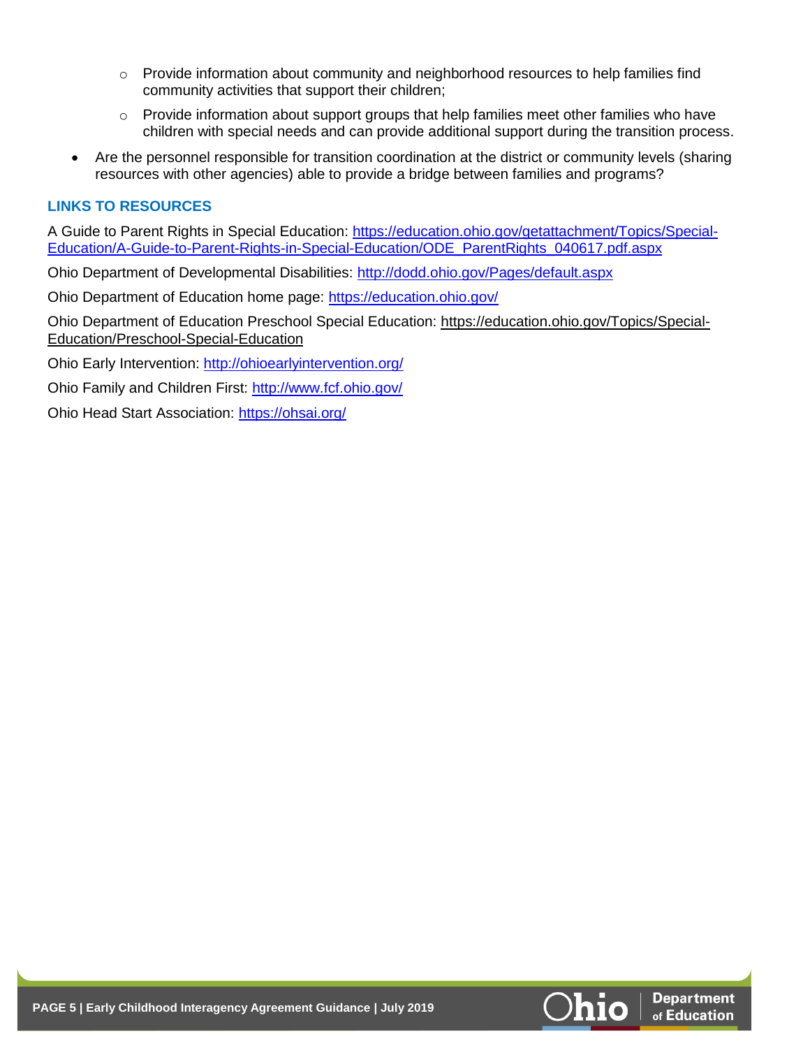- Provide information about community and neighborhood resources to help families find community activities that support their children;
  - Provide information about support groups that help families meet other families who have children with special needs and can provide additional support during the transition process.
- Are the personnel responsible for transition coordination at the district or community levels (sharing resources with other agencies) able to provide a bridge between families and programs?

### LINKS TO RESOURCES

A Guide to Parent Rights in Special Education: [https://education.ohio.gov/getattachment/Topics/Special-Education/A-Guide-to-Parent-Rights-in-Special-Education/ODE_ParentRights_040617.pdf.aspx](https://education.ohio.gov/getattachment/Topics/Special-Education/A-Guide-to-Parent-Rights-in-Special-Education/ODE_ParentRights_040617.pdf.aspx)

Ohio Department of Developmental Disabilities: [http://dodd.ohio.gov/Pages/default.aspx](http://dodd.ohio.gov/Pages/default.aspx)

Ohio Department of Education home page: [https://education.ohio.gov/](https://education.ohio.gov/)

Ohio Department of Education Preschool Special Education: [https://education.ohio.gov/Topics/Special-Education/Preschool-Special-Education](https://education.ohio.gov/Topics/Special-Education/Preschool-Special-Education)

Ohio Early Intervention: [http://ohioearlyintervention.org/](http://ohioearlyintervention.org/)

Ohio Family and Children First: [http://www.fcf.ohio.gov/](http://www.fcf.ohio.gov/)

Ohio Head Start Association: [https://ohsai.org/](https://ohsai.org/)